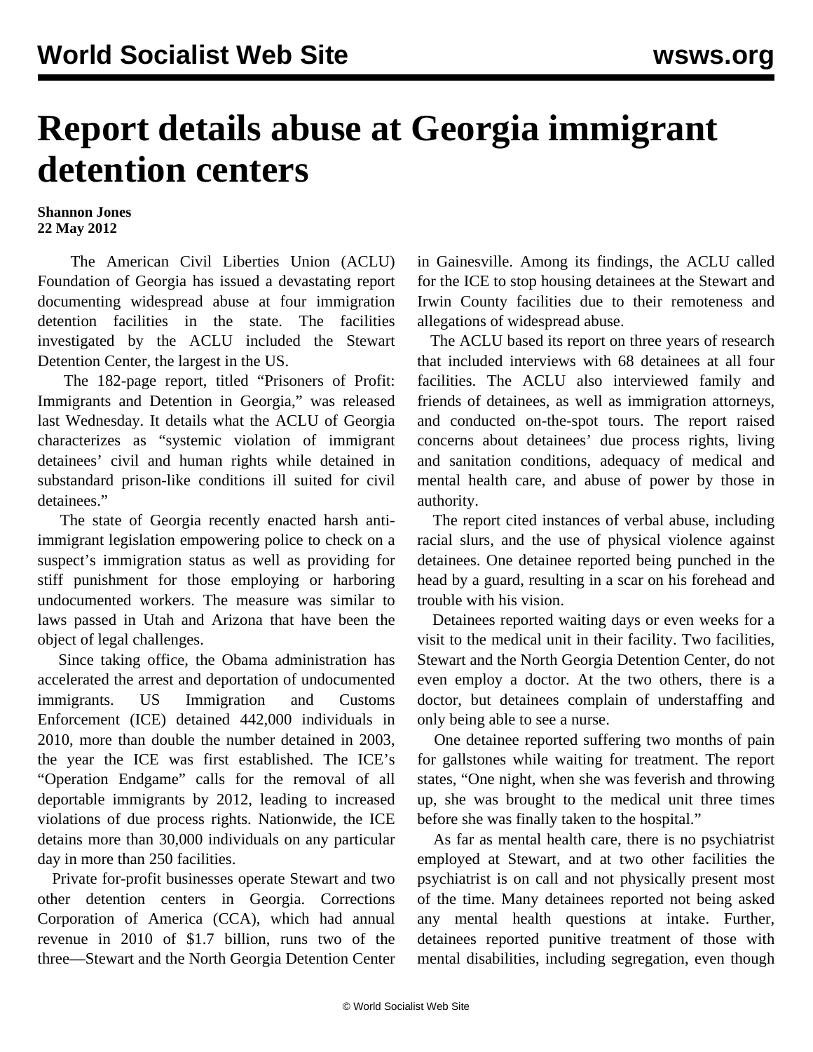# Report details abuse at Georgia immigrant detention centers

**Shannon Jones**
**22 May 2012**

The American Civil Liberties Union (ACLU) Foundation of Georgia has issued a devastating report documenting widespread abuse at four immigration detention facilities in the state. The facilities investigated by the ACLU included the Stewart Detention Center, the largest in the US.

The 182-page report, titled "Prisoners of Profit: Immigrants and Detention in Georgia," was released last Wednesday. It details what the ACLU of Georgia characterizes as "systemic violation of immigrant detainees' civil and human rights while detained in substandard prison-like conditions ill suited for civil detainees."

The state of Georgia recently enacted harsh anti-immigrant legislation empowering police to check on a suspect's immigration status as well as providing for stiff punishment for those employing or harboring undocumented workers. The measure was similar to laws passed in Utah and Arizona that have been the object of legal challenges.

Since taking office, the Obama administration has accelerated the arrest and deportation of undocumented immigrants. US Immigration and Customs Enforcement (ICE) detained 442,000 individuals in 2010, more than double the number detained in 2003, the year the ICE was first established. The ICE's "Operation Endgame" calls for the removal of all deportable immigrants by 2012, leading to increased violations of due process rights. Nationwide, the ICE detains more than 30,000 individuals on any particular day in more than 250 facilities.

Private for-profit businesses operate Stewart and two other detention centers in Georgia. Corrections Corporation of America (CCA), which had annual revenue in 2010 of $1.7 billion, runs two of the three—Stewart and the North Georgia Detention Center in Gainesville. Among its findings, the ACLU called for the ICE to stop housing detainees at the Stewart and Irwin County facilities due to their remoteness and allegations of widespread abuse.

The ACLU based its report on three years of research that included interviews with 68 detainees at all four facilities. The ACLU also interviewed family and friends of detainees, as well as immigration attorneys, and conducted on-the-spot tours. The report raised concerns about detainees' due process rights, living and sanitation conditions, adequacy of medical and mental health care, and abuse of power by those in authority.

The report cited instances of verbal abuse, including racial slurs, and the use of physical violence against detainees. One detainee reported being punched in the head by a guard, resulting in a scar on his forehead and trouble with his vision.

Detainees reported waiting days or even weeks for a visit to the medical unit in their facility. Two facilities, Stewart and the North Georgia Detention Center, do not even employ a doctor. At the two others, there is a doctor, but detainees complain of understaffing and only being able to see a nurse.

One detainee reported suffering two months of pain for gallstones while waiting for treatment. The report states, "One night, when she was feverish and throwing up, she was brought to the medical unit three times before she was finally taken to the hospital."

As far as mental health care, there is no psychiatrist employed at Stewart, and at two other facilities the psychiatrist is on call and not physically present most of the time. Many detainees reported not being asked any mental health questions at intake. Further, detainees reported punitive treatment of those with mental disabilities, including segregation, even though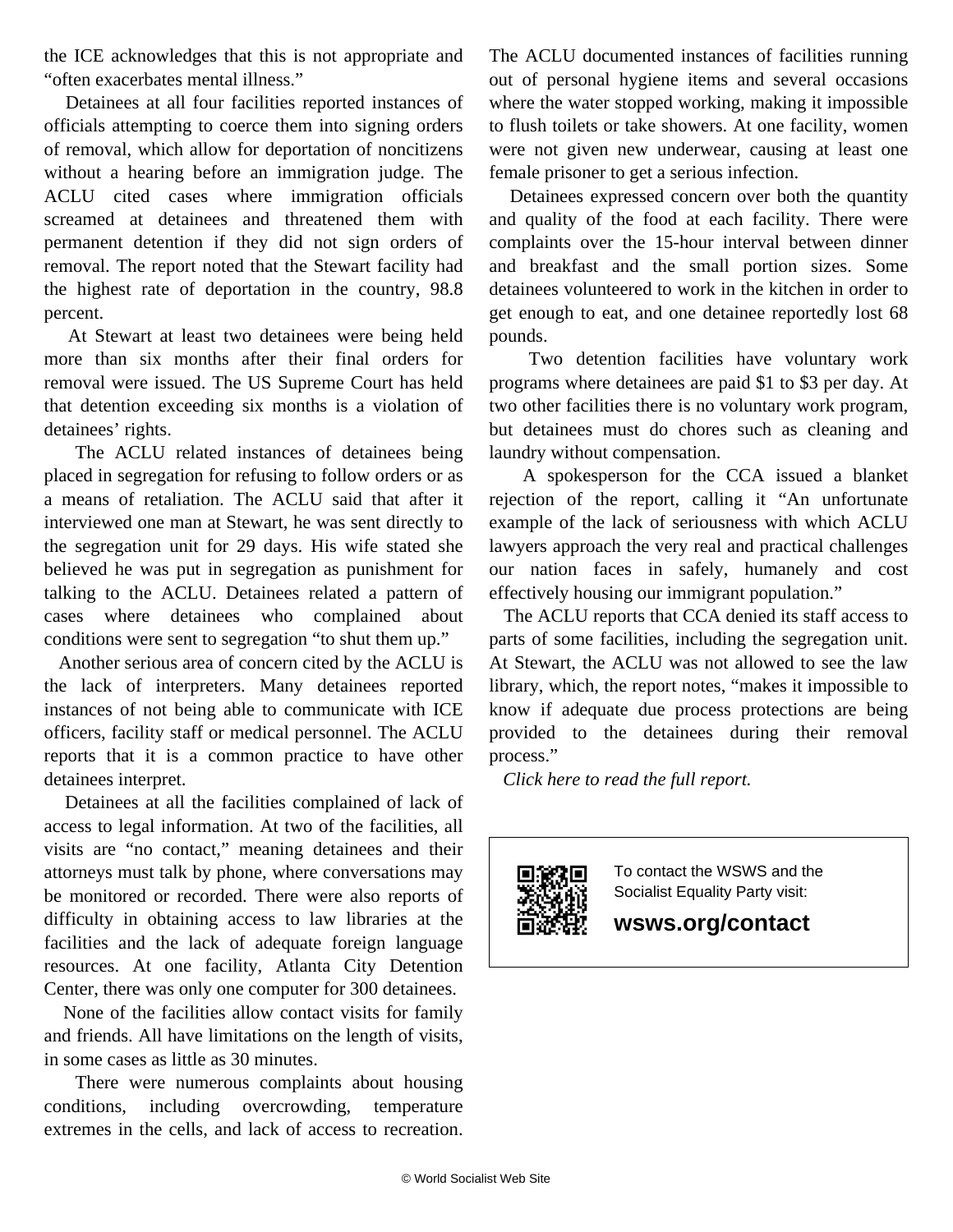the ICE acknowledges that this is not appropriate and "often exacerbates mental illness."

Detainees at all four facilities reported instances of officials attempting to coerce them into signing orders of removal, which allow for deportation of noncitizens without a hearing before an immigration judge. The ACLU cited cases where immigration officials screamed at detainees and threatened them with permanent detention if they did not sign orders of removal. The report noted that the Stewart facility had the highest rate of deportation in the country, 98.8 percent.

At Stewart at least two detainees were being held more than six months after their final orders for removal were issued. The US Supreme Court has held that detention exceeding six months is a violation of detainees' rights.

The ACLU related instances of detainees being placed in segregation for refusing to follow orders or as a means of retaliation. The ACLU said that after it interviewed one man at Stewart, he was sent directly to the segregation unit for 29 days. His wife stated she believed he was put in segregation as punishment for talking to the ACLU. Detainees related a pattern of cases where detainees who complained about conditions were sent to segregation "to shut them up."

Another serious area of concern cited by the ACLU is the lack of interpreters. Many detainees reported instances of not being able to communicate with ICE officers, facility staff or medical personnel. The ACLU reports that it is a common practice to have other detainees interpret.

Detainees at all the facilities complained of lack of access to legal information. At two of the facilities, all visits are "no contact," meaning detainees and their attorneys must talk by phone, where conversations may be monitored or recorded. There were also reports of difficulty in obtaining access to law libraries at the facilities and the lack of adequate foreign language resources. At one facility, Atlanta City Detention Center, there was only one computer for 300 detainees.

None of the facilities allow contact visits for family and friends. All have limitations on the length of visits, in some cases as little as 30 minutes.

There were numerous complaints about housing conditions, including overcrowding, temperature extremes in the cells, and lack of access to recreation. The ACLU documented instances of facilities running out of personal hygiene items and several occasions where the water stopped working, making it impossible to flush toilets or take showers. At one facility, women were not given new underwear, causing at least one female prisoner to get a serious infection.

Detainees expressed concern over both the quantity and quality of the food at each facility. There were complaints over the 15-hour interval between dinner and breakfast and the small portion sizes. Some detainees volunteered to work in the kitchen in order to get enough to eat, and one detainee reportedly lost 68 pounds.

Two detention facilities have voluntary work programs where detainees are paid $1 to $3 per day. At two other facilities there is no voluntary work program, but detainees must do chores such as cleaning and laundry without compensation.

A spokesperson for the CCA issued a blanket rejection of the report, calling it "An unfortunate example of the lack of seriousness with which ACLU lawyers approach the very real and practical challenges our nation faces in safely, humanely and cost effectively housing our immigrant population."

The ACLU reports that CCA denied its staff access to parts of some facilities, including the segregation unit. At Stewart, the ACLU was not allowed to see the law library, which, the report notes, "makes it impossible to know if adequate due process protections are being provided to the detainees during their removal process."

*Click here to read the full report.*

To contact the WSWS and the Socialist Equality Party visit:

**wsws.org/contact**